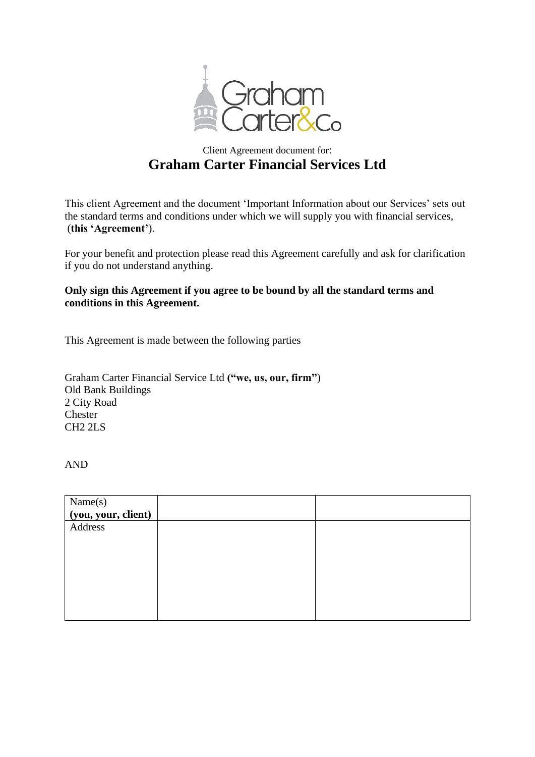Graham Carter&Co

Client Agreement document for:

# Graham Carter Financial Services Ltd

This client Agreement and the document 'Important Information about our Services' sets out the standard terms and conditions under which we will supply you with financial services, (**this 'Agreement'**).

For your benefit and protection please read this Agreement carefully and ask for clarification if you do not understand anything.

**Only sign this Agreement if you agree to be bound by all the standard terms and conditions in this Agreement.**

This Agreement is made between the following parties

Graham Carter Financial Service Ltd **("we, us, our, firm"**)
Old Bank Buildings
2 City Road
Chester
CH2 2LS

AND

| Name(s) **(you, your, client)** | | |
|---|---|---|
| Address | | |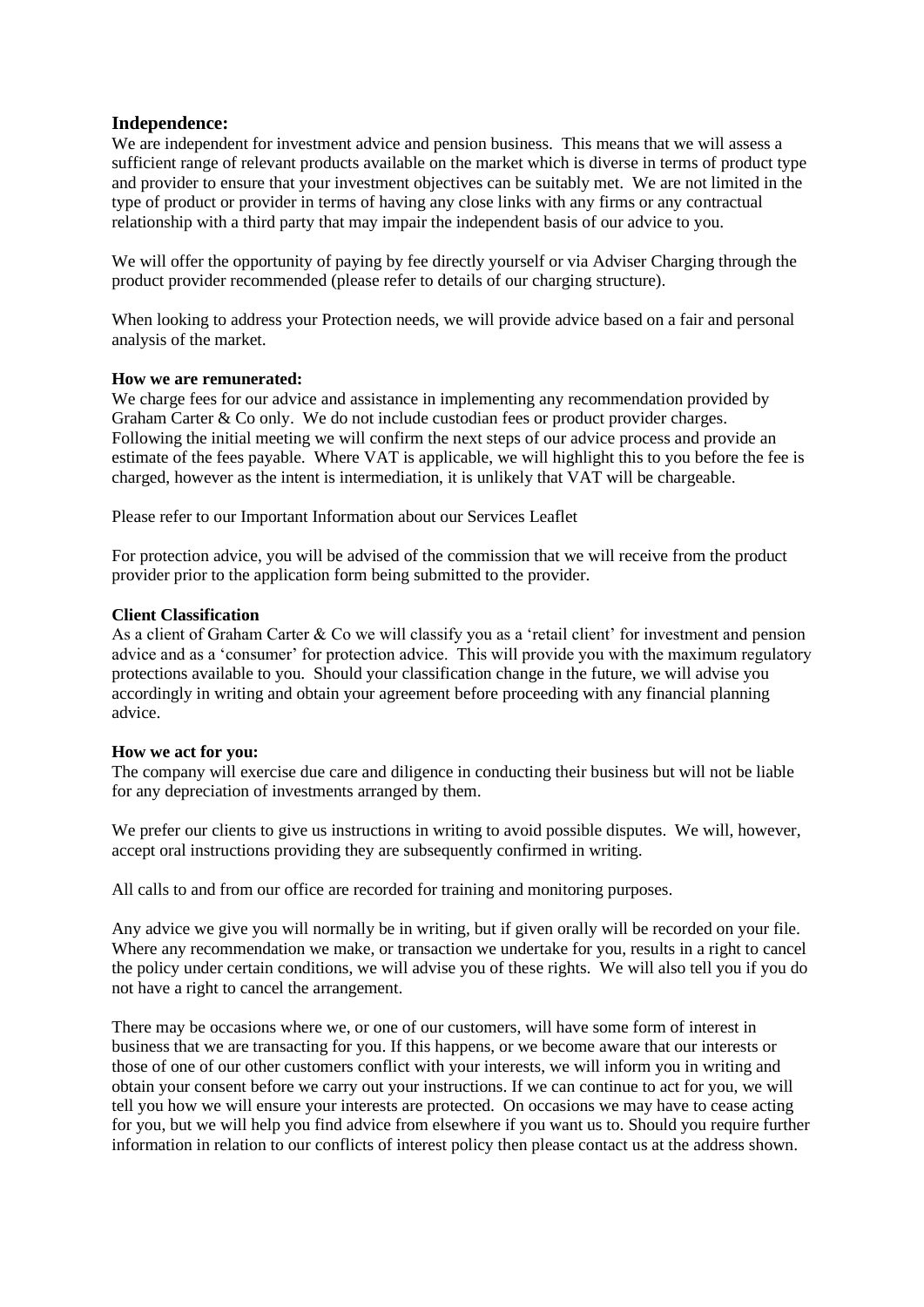## Independence:

We are independent for investment advice and pension business. This means that we will assess a sufficient range of relevant products available on the market which is diverse in terms of product type and provider to ensure that your investment objectives can be suitably met. We are not limited in the type of product or provider in terms of having any close links with any firms or any contractual relationship with a third party that may impair the independent basis of our advice to you.

We will offer the opportunity of paying by fee directly yourself or via Adviser Charging through the product provider recommended (please refer to details of our charging structure).

When looking to address your Protection needs, we will provide advice based on a fair and personal analysis of the market.

**How we are remunerated:**

We charge fees for our advice and assistance in implementing any recommendation provided by Graham Carter & Co only. We do not include custodian fees or product provider charges. Following the initial meeting we will confirm the next steps of our advice process and provide an estimate of the fees payable. Where VAT is applicable, we will highlight this to you before the fee is charged, however as the intent is intermediation, it is unlikely that VAT will be chargeable.

Please refer to our Important Information about our Services Leaflet

For protection advice, you will be advised of the commission that we will receive from the product provider prior to the application form being submitted to the provider.

**Client Classification**

As a client of Graham Carter & Co we will classify you as a 'retail client' for investment and pension advice and as a 'consumer' for protection advice. This will provide you with the maximum regulatory protections available to you. Should your classification change in the future, we will advise you accordingly in writing and obtain your agreement before proceeding with any financial planning advice.

**How we act for you:**

The company will exercise due care and diligence in conducting their business but will not be liable for any depreciation of investments arranged by them.

We prefer our clients to give us instructions in writing to avoid possible disputes. We will, however, accept oral instructions providing they are subsequently confirmed in writing.

All calls to and from our office are recorded for training and monitoring purposes.

Any advice we give you will normally be in writing, but if given orally will be recorded on your file. Where any recommendation we make, or transaction we undertake for you, results in a right to cancel the policy under certain conditions, we will advise you of these rights. We will also tell you if you do not have a right to cancel the arrangement.

There may be occasions where we, or one of our customers, will have some form of interest in business that we are transacting for you. If this happens, or we become aware that our interests or those of one of our other customers conflict with your interests, we will inform you in writing and obtain your consent before we carry out your instructions. If we can continue to act for you, we will tell you how we will ensure your interests are protected. On occasions we may have to cease acting for you, but we will help you find advice from elsewhere if you want us to. Should you require further information in relation to our conflicts of interest policy then please contact us at the address shown.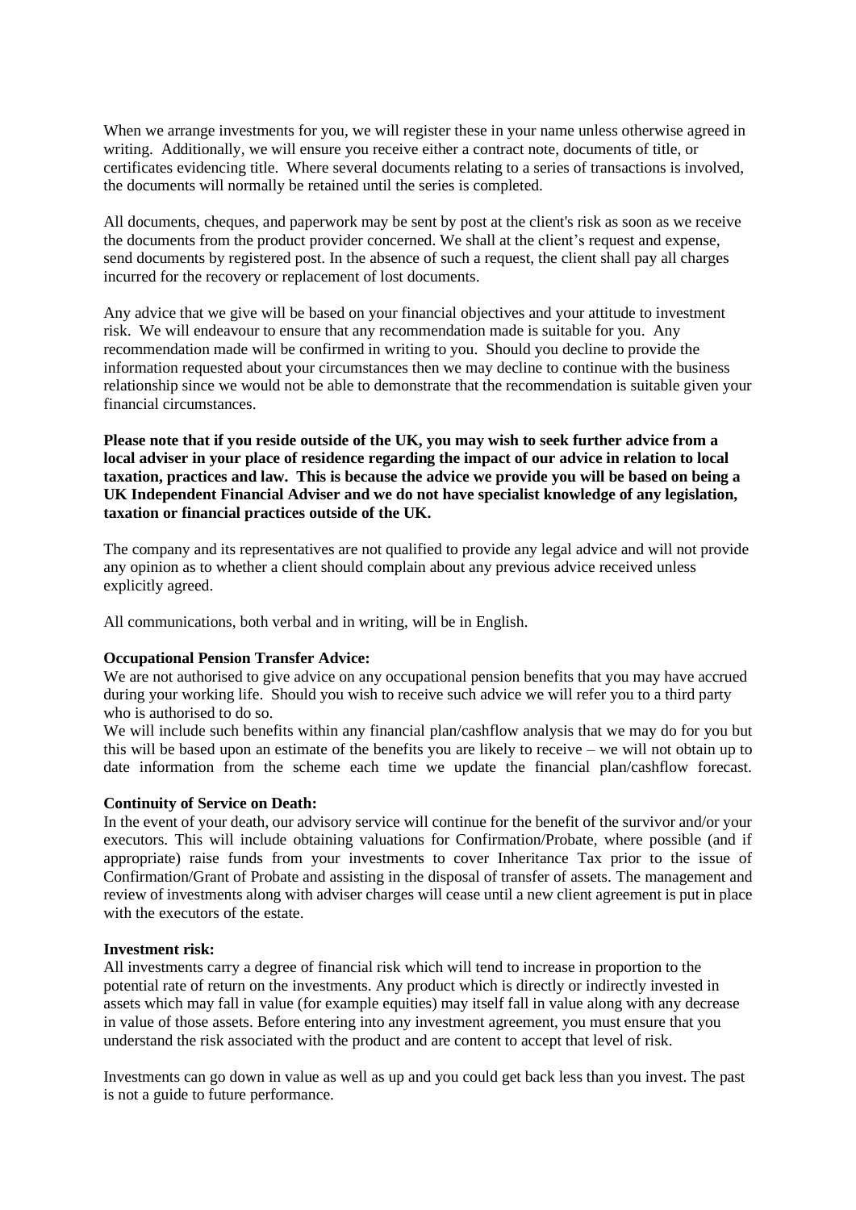When we arrange investments for you, we will register these in your name unless otherwise agreed in writing. Additionally, we will ensure you receive either a contract note, documents of title, or certificates evidencing title. Where several documents relating to a series of transactions is involved, the documents will normally be retained until the series is completed.

All documents, cheques, and paperwork may be sent by post at the client's risk as soon as we receive the documents from the product provider concerned. We shall at the client's request and expense, send documents by registered post. In the absence of such a request, the client shall pay all charges incurred for the recovery or replacement of lost documents.

Any advice that we give will be based on your financial objectives and your attitude to investment risk. We will endeavour to ensure that any recommendation made is suitable for you. Any recommendation made will be confirmed in writing to you. Should you decline to provide the information requested about your circumstances then we may decline to continue with the business relationship since we would not be able to demonstrate that the recommendation is suitable given your financial circumstances.

**Please note that if you reside outside of the UK, you may wish to seek further advice from a local adviser in your place of residence regarding the impact of our advice in relation to local taxation, practices and law. This is because the advice we provide you will be based on being a UK Independent Financial Adviser and we do not have specialist knowledge of any legislation, taxation or financial practices outside of the UK.**

The company and its representatives are not qualified to provide any legal advice and will not provide any opinion as to whether a client should complain about any previous advice received unless explicitly agreed.

All communications, both verbal and in writing, will be in English.

**Occupational Pension Transfer Advice:**
We are not authorised to give advice on any occupational pension benefits that you may have accrued during your working life. Should you wish to receive such advice we will refer you to a third party who is authorised to do so.
We will include such benefits within any financial plan/cashflow analysis that we may do for you but this will be based upon an estimate of the benefits you are likely to receive – we will not obtain up to date information from the scheme each time we update the financial plan/cashflow forecast.

**Continuity of Service on Death:**
In the event of your death, our advisory service will continue for the benefit of the survivor and/or your executors. This will include obtaining valuations for Confirmation/Probate, where possible (and if appropriate) raise funds from your investments to cover Inheritance Tax prior to the issue of Confirmation/Grant of Probate and assisting in the disposal of transfer of assets. The management and review of investments along with adviser charges will cease until a new client agreement is put in place with the executors of the estate.

**Investment risk:**
All investments carry a degree of financial risk which will tend to increase in proportion to the potential rate of return on the investments. Any product which is directly or indirectly invested in assets which may fall in value (for example equities) may itself fall in value along with any decrease in value of those assets. Before entering into any investment agreement, you must ensure that you understand the risk associated with the product and are content to accept that level of risk.

Investments can go down in value as well as up and you could get back less than you invest. The past is not a guide to future performance.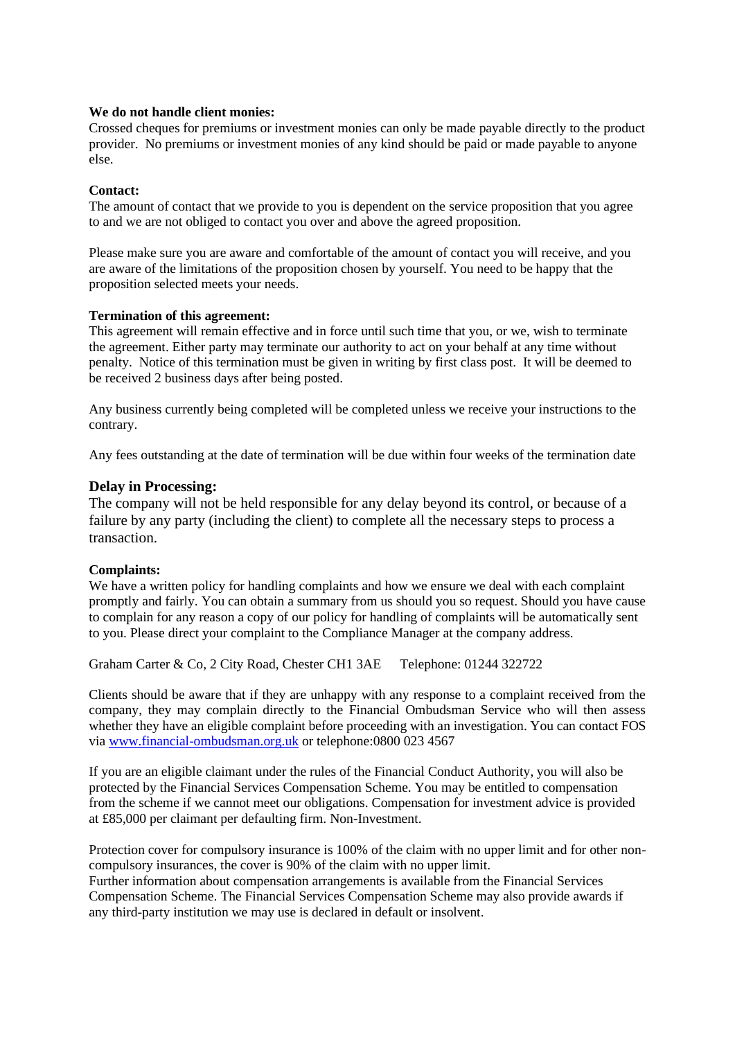**We do not handle client monies:**
Crossed cheques for premiums or investment monies can only be made payable directly to the product provider. No premiums or investment monies of any kind should be paid or made payable to anyone else.

**Contact:**
The amount of contact that we provide to you is dependent on the service proposition that you agree to and we are not obliged to contact you over and above the agreed proposition.

Please make sure you are aware and comfortable of the amount of contact you will receive, and you are aware of the limitations of the proposition chosen by yourself. You need to be happy that the proposition selected meets your needs.

**Termination of this agreement:**
This agreement will remain effective and in force until such time that you, or we, wish to terminate the agreement. Either party may terminate our authority to act on your behalf at any time without penalty. Notice of this termination must be given in writing by first class post. It will be deemed to be received 2 business days after being posted.

Any business currently being completed will be completed unless we receive your instructions to the contrary.

Any fees outstanding at the date of termination will be due within four weeks of the termination date

**Delay in Processing:**
The company will not be held responsible for any delay beyond its control, or because of a failure by any party (including the client) to complete all the necessary steps to process a transaction.

**Complaints:**
We have a written policy for handling complaints and how we ensure we deal with each complaint promptly and fairly. You can obtain a summary from us should you so request. Should you have cause to complain for any reason a copy of our policy for handling of complaints will be automatically sent to you. Please direct your complaint to the Compliance Manager at the company address.

Graham Carter & Co, 2 City Road, Chester CH1 3AE  Telephone: 01244 322722

Clients should be aware that if they are unhappy with any response to a complaint received from the company, they may complain directly to the Financial Ombudsman Service who will then assess whether they have an eligible complaint before proceeding with an investigation. You can contact FOS via www.financial-ombudsman.org.uk or telephone:0800 023 4567

If you are an eligible claimant under the rules of the Financial Conduct Authority, you will also be protected by the Financial Services Compensation Scheme. You may be entitled to compensation from the scheme if we cannot meet our obligations. Compensation for investment advice is provided at £85,000 per claimant per defaulting firm. Non-Investment.

Protection cover for compulsory insurance is 100% of the claim with no upper limit and for other non-compulsory insurances, the cover is 90% of the claim with no upper limit.
Further information about compensation arrangements is available from the Financial Services Compensation Scheme. The Financial Services Compensation Scheme may also provide awards if any third-party institution we may use is declared in default or insolvent.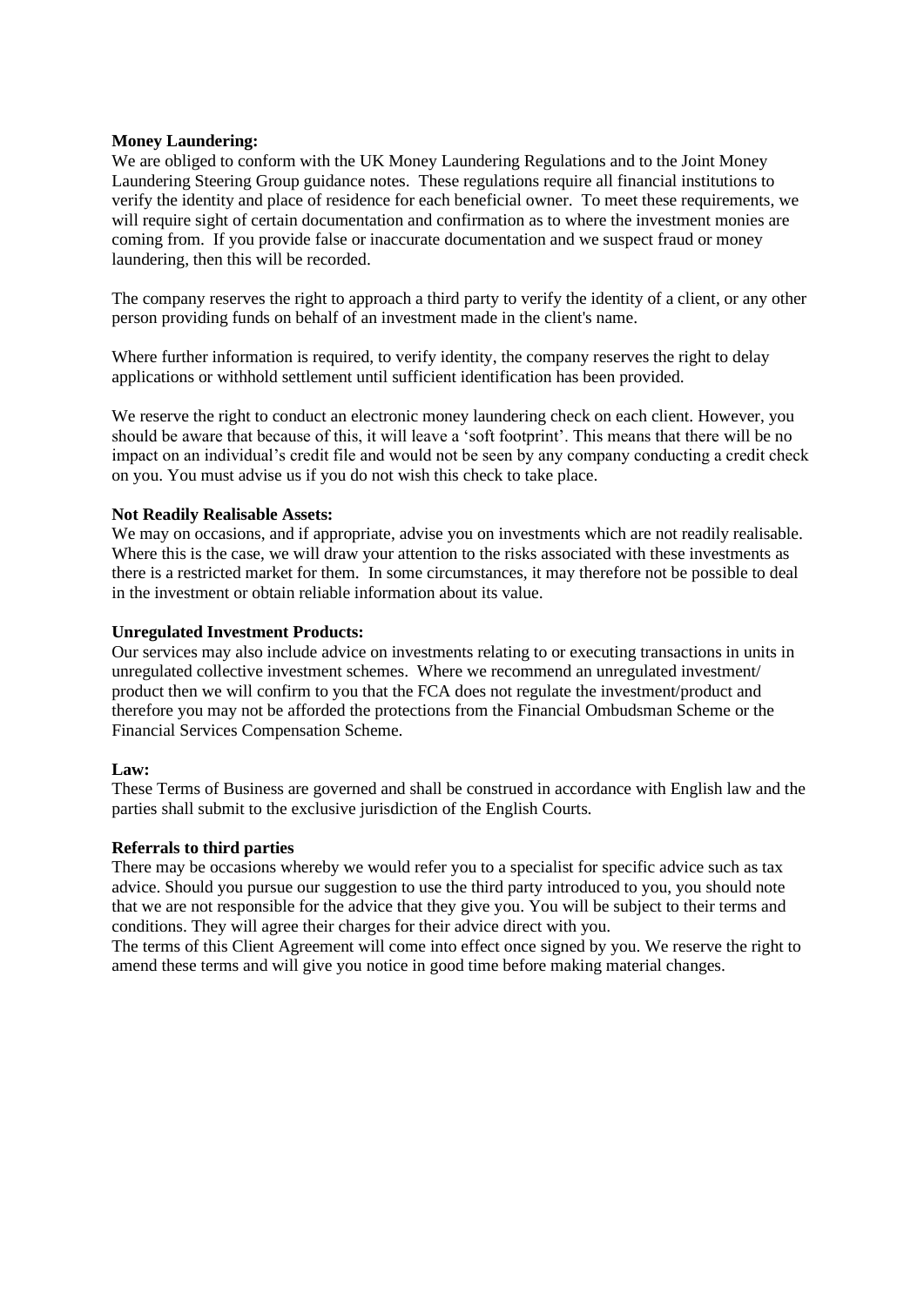**Money Laundering:**
We are obliged to conform with the UK Money Laundering Regulations and to the Joint Money Laundering Steering Group guidance notes. These regulations require all financial institutions to verify the identity and place of residence for each beneficial owner. To meet these requirements, we will require sight of certain documentation and confirmation as to where the investment monies are coming from. If you provide false or inaccurate documentation and we suspect fraud or money laundering, then this will be recorded.

The company reserves the right to approach a third party to verify the identity of a client, or any other person providing funds on behalf of an investment made in the client's name.

Where further information is required, to verify identity, the company reserves the right to delay applications or withhold settlement until sufficient identification has been provided.

We reserve the right to conduct an electronic money laundering check on each client. However, you should be aware that because of this, it will leave a 'soft footprint'. This means that there will be no impact on an individual's credit file and would not be seen by any company conducting a credit check on you. You must advise us if you do not wish this check to take place.

**Not Readily Realisable Assets:**
We may on occasions, and if appropriate, advise you on investments which are not readily realisable. Where this is the case, we will draw your attention to the risks associated with these investments as there is a restricted market for them. In some circumstances, it may therefore not be possible to deal in the investment or obtain reliable information about its value.

**Unregulated Investment Products:**
Our services may also include advice on investments relating to or executing transactions in units in unregulated collective investment schemes. Where we recommend an unregulated investment/ product then we will confirm to you that the FCA does not regulate the investment/product and therefore you may not be afforded the protections from the Financial Ombudsman Scheme or the Financial Services Compensation Scheme.

**Law:**
These Terms of Business are governed and shall be construed in accordance with English law and the parties shall submit to the exclusive jurisdiction of the English Courts.

**Referrals to third parties**
There may be occasions whereby we would refer you to a specialist for specific advice such as tax advice. Should you pursue our suggestion to use the third party introduced to you, you should note that we are not responsible for the advice that they give you. You will be subject to their terms and conditions. They will agree their charges for their advice direct with you.
The terms of this Client Agreement will come into effect once signed by you. We reserve the right to amend these terms and will give you notice in good time before making material changes.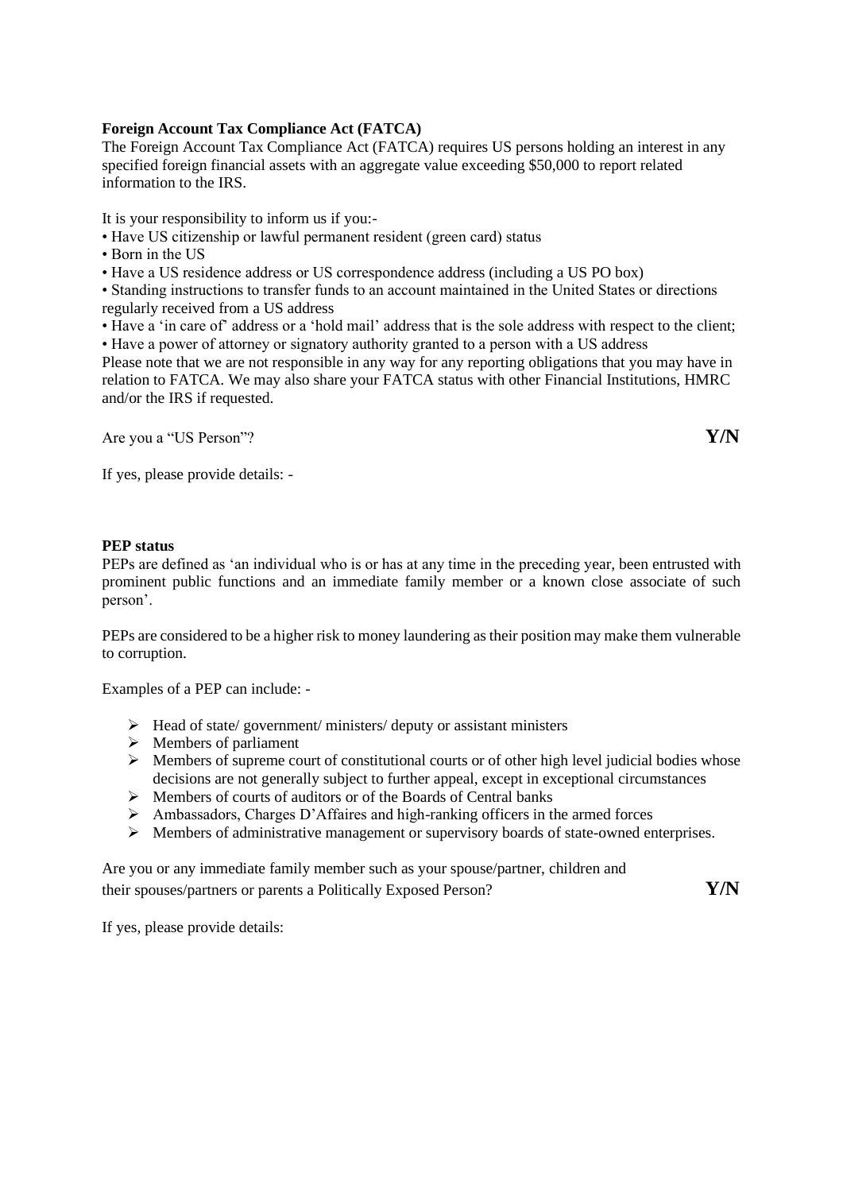**Foreign Account Tax Compliance Act (FATCA)**

The Foreign Account Tax Compliance Act (FATCA) requires US persons holding an interest in any specified foreign financial assets with an aggregate value exceeding $50,000 to report related information to the IRS.

It is your responsibility to inform us if you:-

- Have US citizenship or lawful permanent resident (green card) status
- Born in the US
- Have a US residence address or US correspondence address (including a US PO box)
- Standing instructions to transfer funds to an account maintained in the United States or directions regularly received from a US address
- Have a 'in care of' address or a 'hold mail' address that is the sole address with respect to the client;
- Have a power of attorney or signatory authority granted to a person with a US address

Please note that we are not responsible in any way for any reporting obligations that you may have in relation to FATCA. We may also share your FATCA status with other Financial Institutions, HMRC and/or the IRS if requested.

Are you a "US Person"? **Y/N**

If yes, please provide details: -

**PEP status**

PEPs are defined as 'an individual who is or has at any time in the preceding year, been entrusted with prominent public functions and an immediate family member or a known close associate of such person'.

PEPs are considered to be a higher risk to money laundering as their position may make them vulnerable to corruption.

Examples of a PEP can include: -

- Head of state/ government/ ministers/ deputy or assistant ministers
- Members of parliament
- Members of supreme court of constitutional courts or of other high level judicial bodies whose decisions are not generally subject to further appeal, except in exceptional circumstances
- Members of courts of auditors or of the Boards of Central banks
- Ambassadors, Charges D'Affaires and high-ranking officers in the armed forces
- Members of administrative management or supervisory boards of state-owned enterprises.

Are you or any immediate family member such as your spouse/partner, children and their spouses/partners or parents a Politically Exposed Person? **Y/N**

If yes, please provide details: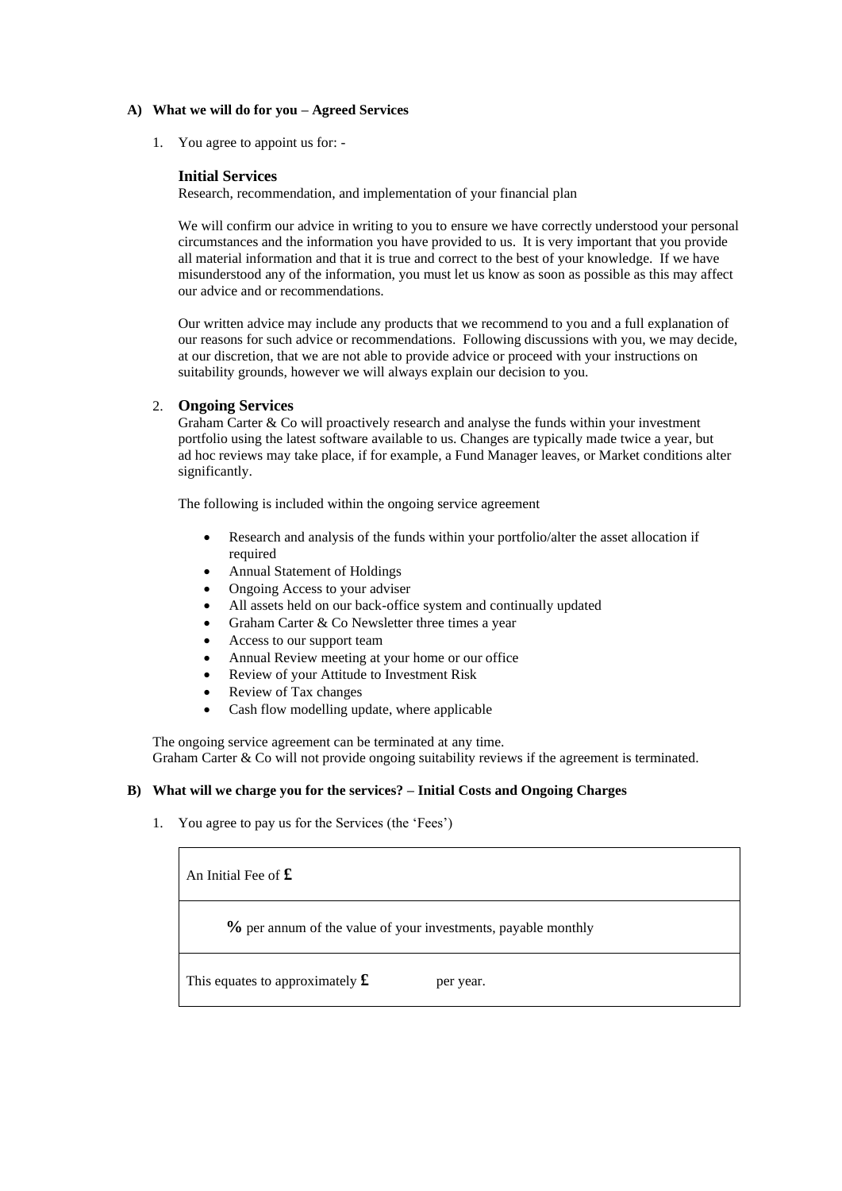**A) What we will do for you – Agreed Services**

1. You agree to appoint us for: -

### Initial Services

Research, recommendation, and implementation of your financial plan

We will confirm our advice in writing to you to ensure we have correctly understood your personal circumstances and the information you have provided to us. It is very important that you provide all material information and that it is true and correct to the best of your knowledge. If we have misunderstood any of the information, you must let us know as soon as possible as this may affect our advice and or recommendations.

Our written advice may include any products that we recommend to you and a full explanation of our reasons for such advice or recommendations. Following discussions with you, we may decide, at our discretion, that we are not able to provide advice or proceed with your instructions on suitability grounds, however we will always explain our decision to you.

2. **Ongoing Services**

Graham Carter & Co will proactively research and analyse the funds within your investment portfolio using the latest software available to us. Changes are typically made twice a year, but ad hoc reviews may take place, if for example, a Fund Manager leaves, or Market conditions alter significantly.

The following is included within the ongoing service agreement

- Research and analysis of the funds within your portfolio/alter the asset allocation if required
- Annual Statement of Holdings
- Ongoing Access to your adviser
- All assets held on our back-office system and continually updated
- Graham Carter & Co Newsletter three times a year
- Access to our support team
- Annual Review meeting at your home or our office
- Review of your Attitude to Investment Risk
- Review of Tax changes
- Cash flow modelling update, where applicable

The ongoing service agreement can be terminated at any time.
Graham Carter & Co will not provide ongoing suitability reviews if the agreement is terminated.

**B) What will we charge you for the services? – Initial Costs and Ongoing Charges**

1. You agree to pay us for the Services (the 'Fees')

| An Initial Fee of **£** |
|---|
| **%** per annum of the value of your investments, payable monthly |
| This equates to approximately **£** per year. |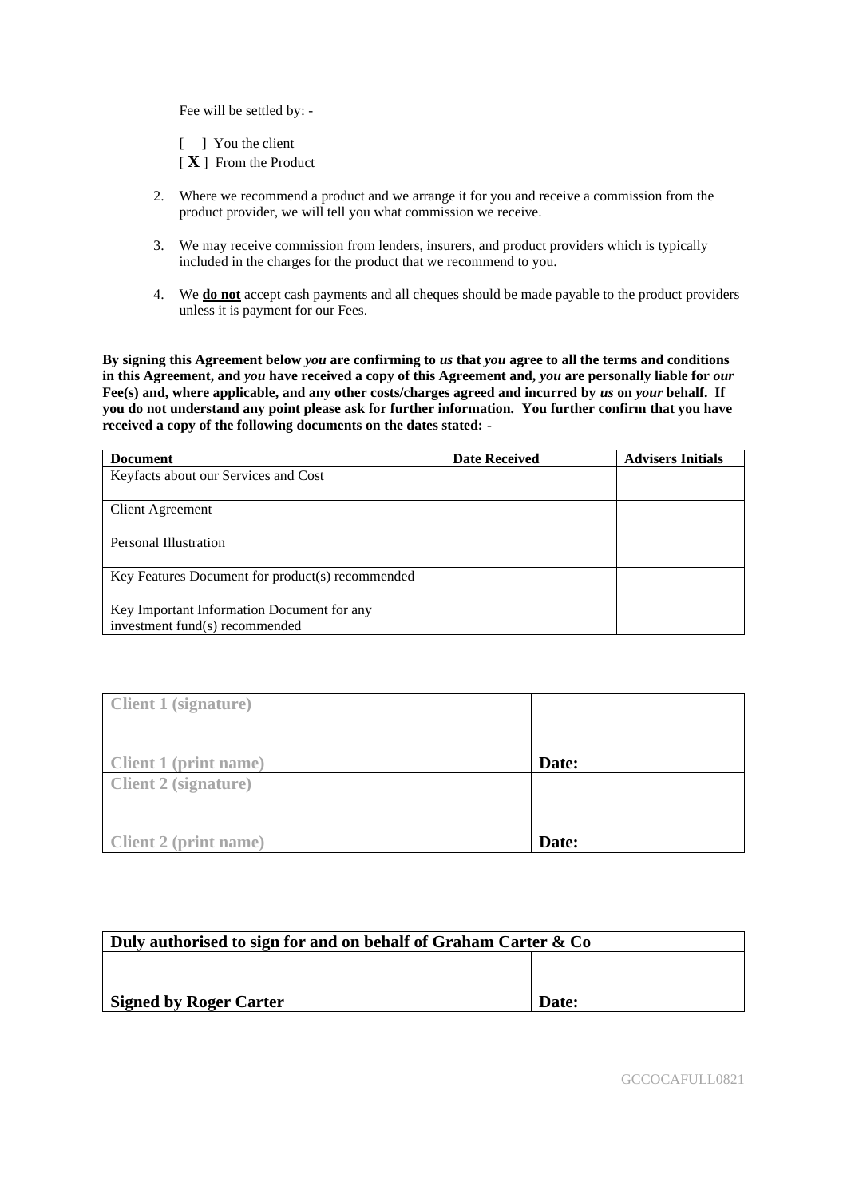Fee will be settled by: -

[ ] You the client
[ **X** ] From the Product

2. Where we recommend a product and we arrange it for you and receive a commission from the product provider, we will tell you what commission we receive.

3. We may receive commission from lenders, insurers, and product providers which is typically included in the charges for the product that we recommend to you.

4. We **do not** accept cash payments and all cheques should be made payable to the product providers unless it is payment for our Fees.

**By signing this Agreement below *you* are confirming to *us* that *you* agree to all the terms and conditions in this Agreement, and *you* have received a copy of this Agreement and, *you* are personally liable for *our* Fee(s) and, where applicable, and any other costs/charges agreed and incurred by *us* on *your* behalf. If you do not understand any point please ask for further information. You further confirm that you have received a copy of the following documents on the dates stated: -**

| Document | Date Received | Advisers Initials |
|---|---|---|
| Keyfacts about our Services and Cost | | |
| Client Agreement | | |
| Personal Illustration | | |
| Key Features Document for product(s) recommended | | |
| Key Important Information Document for any investment fund(s) recommended | | |

| | |
|---|---|
| **Client 1 (signature)**<br><br>**Client 1 (print name)** | **Date:** |
| **Client 2 (signature)**<br><br>**Client 2 (print name)** | **Date:** |

| **Duly authorised to sign for and on behalf of Graham Carter & Co** | |
|---|---|
| **Signed by Roger Carter** | **Date:** |

GCCOCAFULL0821